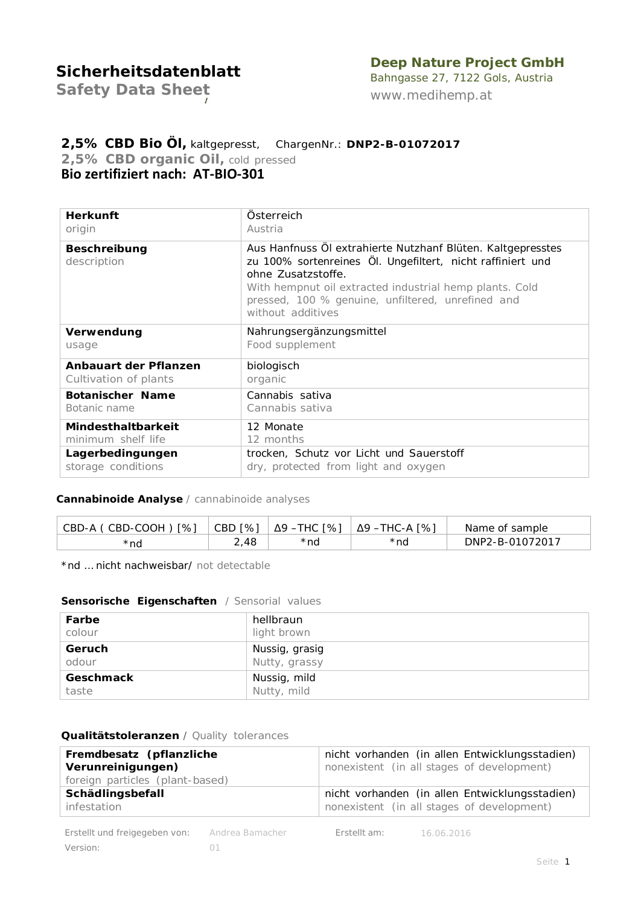# Sicherheitsdatenblatt

## Safety Data Sheet

**Deep Nature Project GmbH**
Bahngasse 27, 7122 Gols, Austria
www.medihemp.at

**2,5% CBD Bio Öl,** kaltgepresst, ChargenNr.: **DNP2-B-01072017**
**2,5% CBD organic Oil,** cold pressed
**Bio zertifiziert nach: AT-BIO-301**

| | |
|---|---|
| **Herkunft** origin | Österreich Austria |
| **Beschreibung** description | Aus Hanfnuss Öl extrahierte Nutzhanf Blüten. Kaltgepresstes zu 100% sortenreines Öl. Ungefiltert, nicht raffiniert und ohne Zusatzstoffe. With hempnut oil extracted industrial hemp plants. Cold pressed, 100 % genuine, unfiltered, unrefined and without additives |
| **Verwendung** usage | Nahrungsergänzungsmittel Food supplement |
| **Anbauart der Pflanzen** Cultivation of plants | biologisch organic |
| **Botanischer Name** Botanic name | Cannabis sativa Cannabis sativa |
| **Mindesthaltbarkeit** minimum shelf life | 12 Monate 12 months |
| **Lagerbedingungen** storage conditions | trocken, Schutz vor Licht und Sauerstoff dry, protected from light and oxygen |

**Cannabinoide Analyse** / cannabinoide analyses

| CBD-A ( CBD-COOH ) [%] | CBD [%] | Δ9 –THC [%] | Δ9 –THC-A [%] | Name of sample |
|---|---|---|---|---|
| *nd | 2,48 | *nd | *nd | DNP2-B-01072017 |

*nd … nicht nachweisbar/ not detectable

**Sensorische Eigenschaften** / Sensorial values

| | |
|---|---|
| **Farbe** colour | hellbraun light brown |
| **Geruch** odour | Nussig, grasig Nutty, grassy |
| **Geschmack** taste | Nussig, mild Nutty, mild |

**Qualitätstoleranzen** / Quality tolerances

| | |
|---|---|
| **Fremdbesatz (pflanzliche Verunreinigungen)** foreign particles (plant-based) | nicht vorhanden (in allen Entwicklungsstadien) nonexistent (in all stages of development) |
| **Schädlingsbefall** infestation | nicht vorhanden (in allen Entwicklungsstadien) nonexistent (in all stages of development) |

Erstellt und freigegeben von: Andrea Bamacher    Erstellt am: 16.06.2016
Version: 01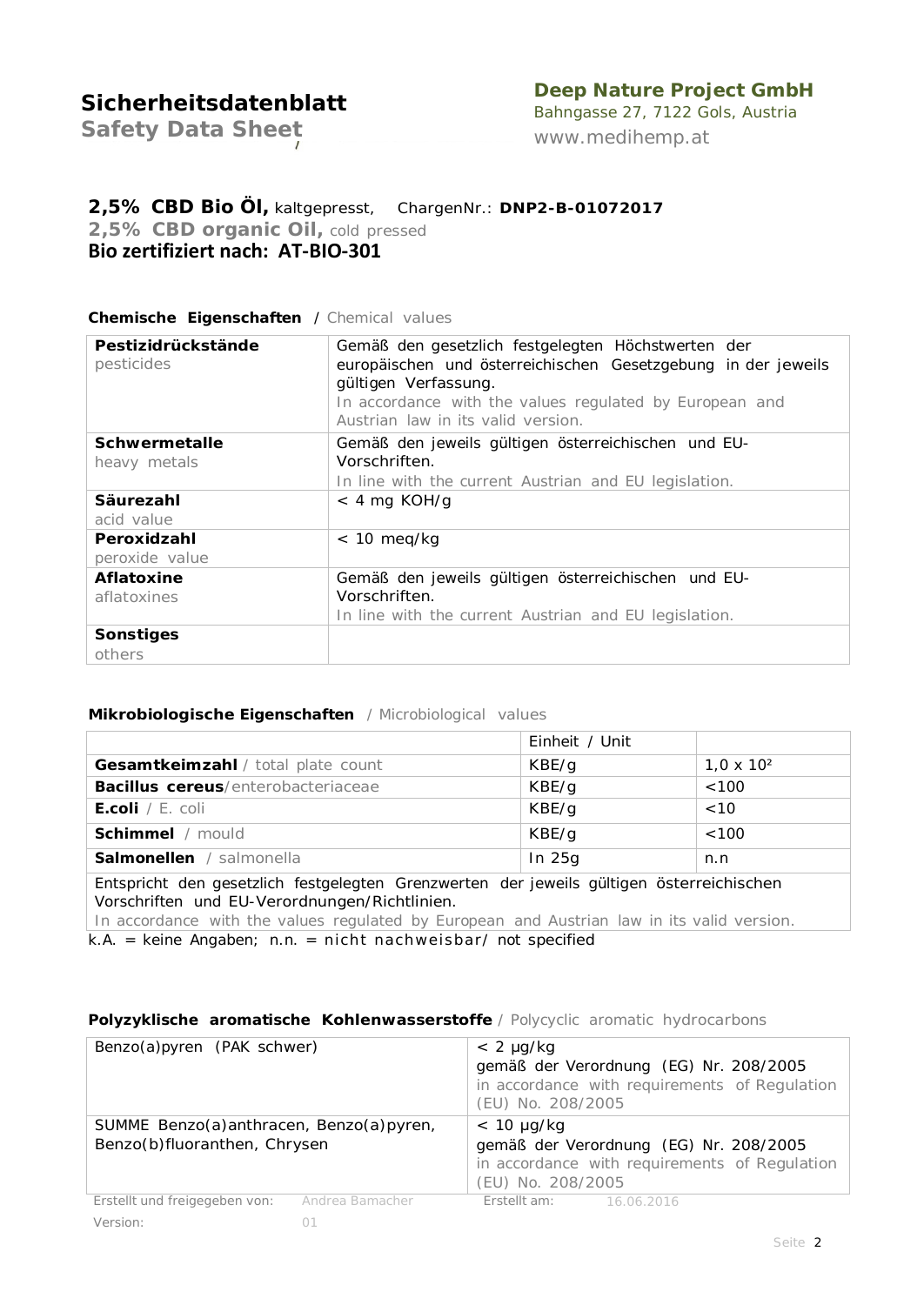# Sicherheitsdatenblatt

**Safety Data Sheet**

**Deep Nature Project GmbH**
Bahngasse 27, 7122 Gols, Austria
www.medihemp.at

## 2,5% CBD Bio Öl, kaltgepresst, ChargenNr.: DNP2-B-01072017

**2,5% CBD organic Oil,** cold pressed

**Bio zertifiziert nach: AT-BIO-301**

### Chemische Eigenschaften / Chemical values

| | |
|---|---|
| **Pestizidrückstände** pesticides | Gemäß den gesetzlich festgelegten Höchstwerten der europäischen und österreichischen Gesetzgebung in der jeweils gültigen Verfassung. In accordance with the values regulated by European and Austrian law in its valid version. |
| **Schwermetalle** heavy metals | Gemäß den jeweils gültigen österreichischen und EU-Vorschriften. In line with the current Austrian and EU legislation. |
| **Säurezahl** acid value | < 4 mg KOH/g |
| **Peroxidzahl** peroxide value | < 10 meq/kg |
| **Aflatoxine** aflatoxines | Gemäß den jeweils gültigen österreichischen und EU-Vorschriften. In line with the current Austrian and EU legislation. |
| **Sonstiges** others | |

### Mikrobiologische Eigenschaften / Microbiological values

| | Einheit / Unit | |
|---|---|---|
| **Gesamtkeimzahl** / total plate count | KBE/g | $1{,}0 \times 10^2$ |
| **Bacillus cereus**/enterobacteriaceae | KBE/g | <100 |
| **E.coli** / E. coli | KBE/g | <10 |
| **Schimmel** / mould | KBE/g | <100 |
| **Salmonellen** / salmonella | In 25g | n.n |

Entspricht den gesetzlich festgelegten Grenzwerten der jeweils gültigen österreichischen Vorschriften und EU-Verordnungen/Richtlinien.
In accordance with the values regulated by European and Austrian law in its valid version.

k.A. = keine Angaben; n.n. = nicht nachweisbar/ not specified

### Polyzyklische aromatische Kohlenwasserstoffe / Polycyclic aromatic hydrocarbons

| | |
|---|---|
| Benzo(a)pyren (PAK schwer) | < 2 µg/kg gemäß der Verordnung (EG) Nr. 208/2005 in accordance with requirements of Regulation (EU) No. 208/2005 |
| SUMME Benzo(a)anthracen, Benzo(a)pyren, Benzo(b)fluoranthen, Chrysen | < 10 µg/kg gemäß der Verordnung (EG) Nr. 208/2005 in accordance with requirements of Regulation (EU) No. 208/2005 |

Erstellt und freigegeben von: Andrea Bamacher    Erstellt am: 16.06.2016
Version: 01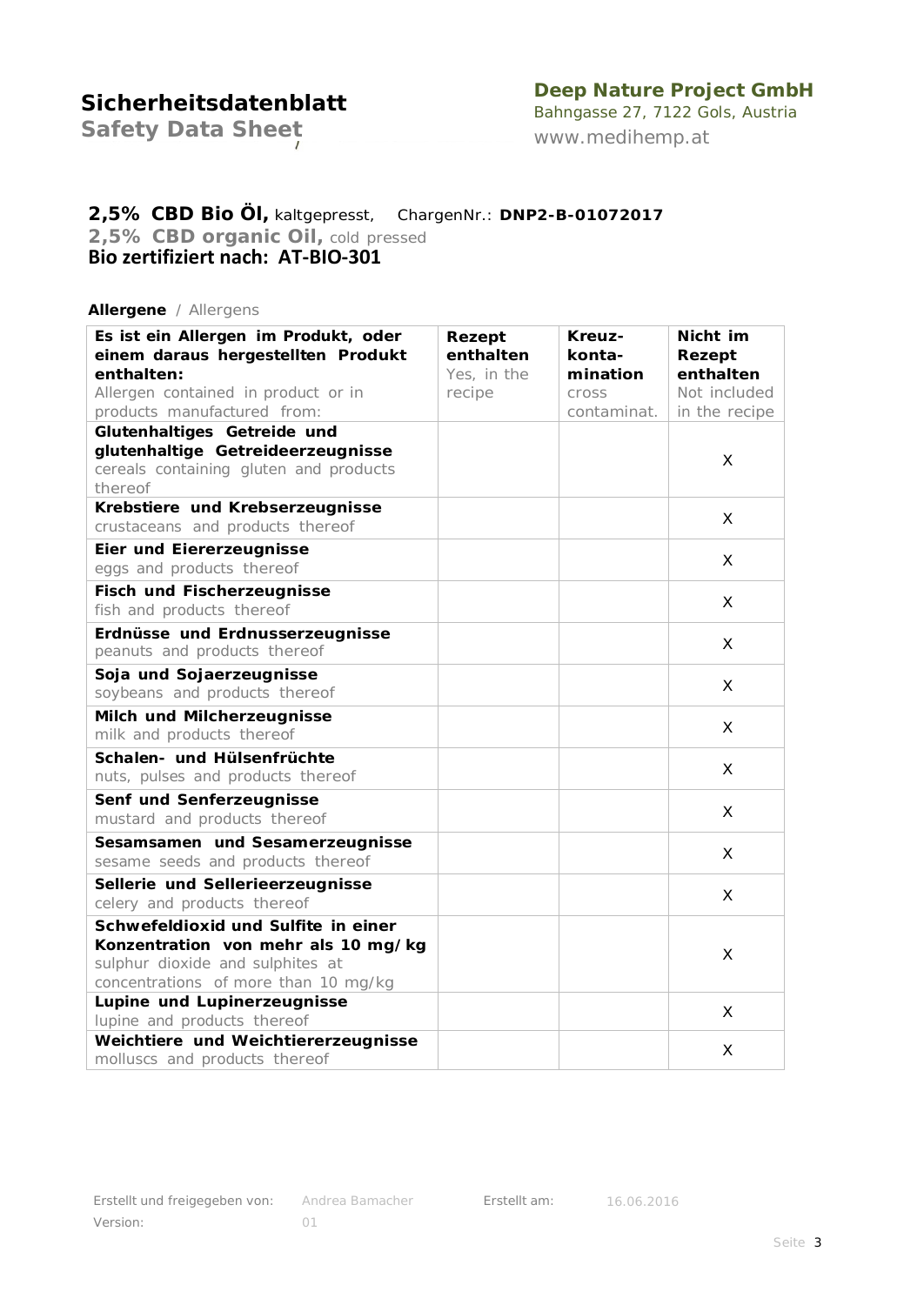## Sicherheitsdatenblatt
Safety Data Sheet

**Deep Nature Project GmbH**
Bahngasse 27, 7122 Gols, Austria
www.medihemp.at

**2,5% CBD Bio Öl,** kaltgepresst, ChargenNr.: **DNP2-B-01072017**
**2,5% CBD organic Oil,** cold pressed
**Bio zertifiziert nach: AT-BIO-301**

**Allergene** / Allergens

| **Es ist ein Allergen im Produkt, oder einem daraus hergestellten Produkt enthalten:** Allergen contained in product or in products manufactured from: | **Rezept enthalten** Yes, in the recipe | **Kreuz-konta-mination** cross contaminat. | **Nicht im Rezept enthalten** Not included in the recipe |
|---|---|---|---|
| **Glutenhaltiges Getreide und glutenhaltige Getreideerzeugnisse** cereals containing gluten and products thereof | | | X |
| **Krebstiere und Krebserzeugnisse** crustaceans and products thereof | | | X |
| **Eier und Eiererzeugnisse** eggs and products thereof | | | X |
| **Fisch und Fischerzeugnisse** fish and products thereof | | | X |
| **Erdnüsse und Erdnusserzeugnisse** peanuts and products thereof | | | X |
| **Soja und Sojaerzeugnisse** soybeans and products thereof | | | X |
| **Milch und Milcherzeugnisse** milk and products thereof | | | X |
| **Schalen- und Hülsenfrüchte** nuts, pulses and products thereof | | | X |
| **Senf und Senferzeugnisse** mustard and products thereof | | | X |
| **Sesamsamen und Sesamerzeugnisse** sesame seeds and products thereof | | | X |
| **Sellerie und Sellerieerzeugnisse** celery and products thereof | | | X |
| **Schwefeldioxid und Sulfite in einer Konzentration von mehr als 10 mg/kg** sulphur dioxide and sulphites at concentrations of more than 10 mg/kg | | | X |
| **Lupine und Lupinerzeugnisse** lupine and products thereof | | | X |
| **Weichtiere und Weichtiererzeugnisse** molluscs and products thereof | | | X |

Erstellt und freigegeben von: Andrea Bamacher  Erstellt am: 16.06.2016
Version: 01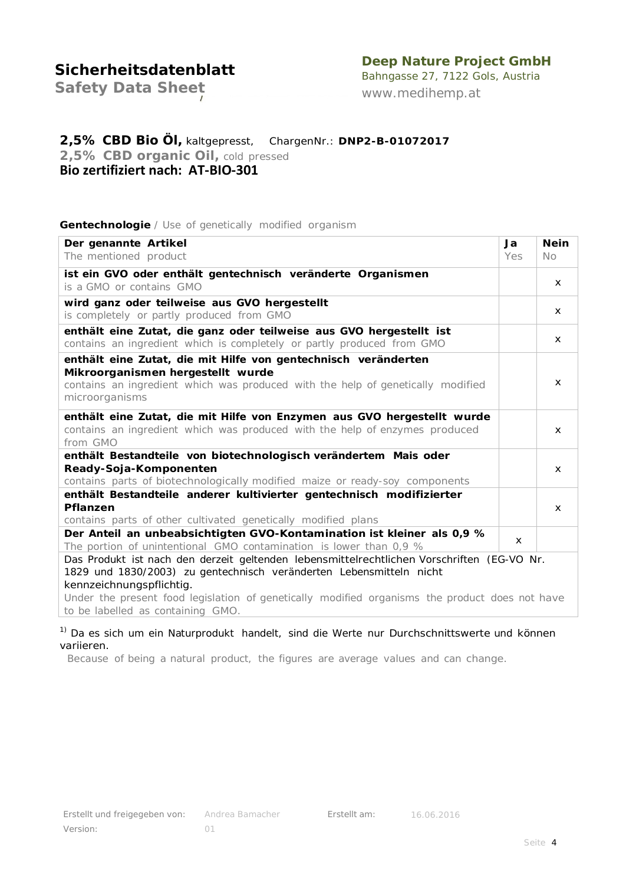# Sicherheitsdatenblatt
## Safety Data Sheet

**Deep Nature Project GmbH**
Bahngasse 27, 7122 Gols, Austria
www.medihemp.at

**2,5% CBD Bio Öl,** kaltgepresst, ChargenNr.: **DNP2-B-01072017**
**2,5% CBD organic Oil,** cold pressed
**Bio zertifiziert nach: AT-BIO-301**

**Gentechnologie** / Use of genetically modified organism

| **Der genannte Artikel**<br>The mentioned product | **Ja**<br>Yes | **Nein**<br>No |
|---|---|---|
| **ist ein GVO oder enthält gentechnisch veränderte Organismen**<br>is a GMO or contains GMO | | x |
| **wird ganz oder teilweise aus GVO hergestellt**<br>is completely or partly produced from GMO | | x |
| **enthält eine Zutat, die ganz oder teilweise aus GVO hergestellt ist**<br>contains an ingredient which is completely or partly produced from GMO | | x |
| **enthält eine Zutat, die mit Hilfe von gentechnisch veränderten Mikroorganismen hergestellt wurde**<br>contains an ingredient which was produced with the help of genetically modified microorganisms | | x |
| **enthält eine Zutat, die mit Hilfe von Enzymen aus GVO hergestellt wurde**<br>contains an ingredient which was produced with the help of enzymes produced from GMO | | x |
| **enthält Bestandteile von biotechnologisch verändertem Mais oder Ready-Soja-Komponenten**<br>contains parts of biotechnologically modified maize or ready-soy components | | x |
| **enthält Bestandteile anderer kultivierter gentechnisch modifizierter Pflanzen**<br>contains parts of other cultivated genetically modified plans | | x |
| **Der Anteil an unbeabsichtigten GVO-Kontamination ist kleiner als 0,9 %**<br>The portion of unintentional GMO contamination is lower than 0,9 % | x | |
| Das Produkt ist nach den derzeit geltenden lebensmittelrechtlichen Vorschriften (EG-VO Nr. 1829 und 1830/2003) zu gentechnisch veränderten Lebensmitteln nicht kennzeichnungspflichtig.<br>Under the present food legislation of genetically modified organisms the product does not have to be labelled as containing GMO. | | |

[1] Da es sich um ein Naturprodukt handelt, sind die Werte nur Durchschnittswerte und können variieren.
Because of being a natural product, the figures are average values and can change.

Erstellt und freigegeben von: Andrea Bamacher  Erstellt am: 16.06.2016
Version: 01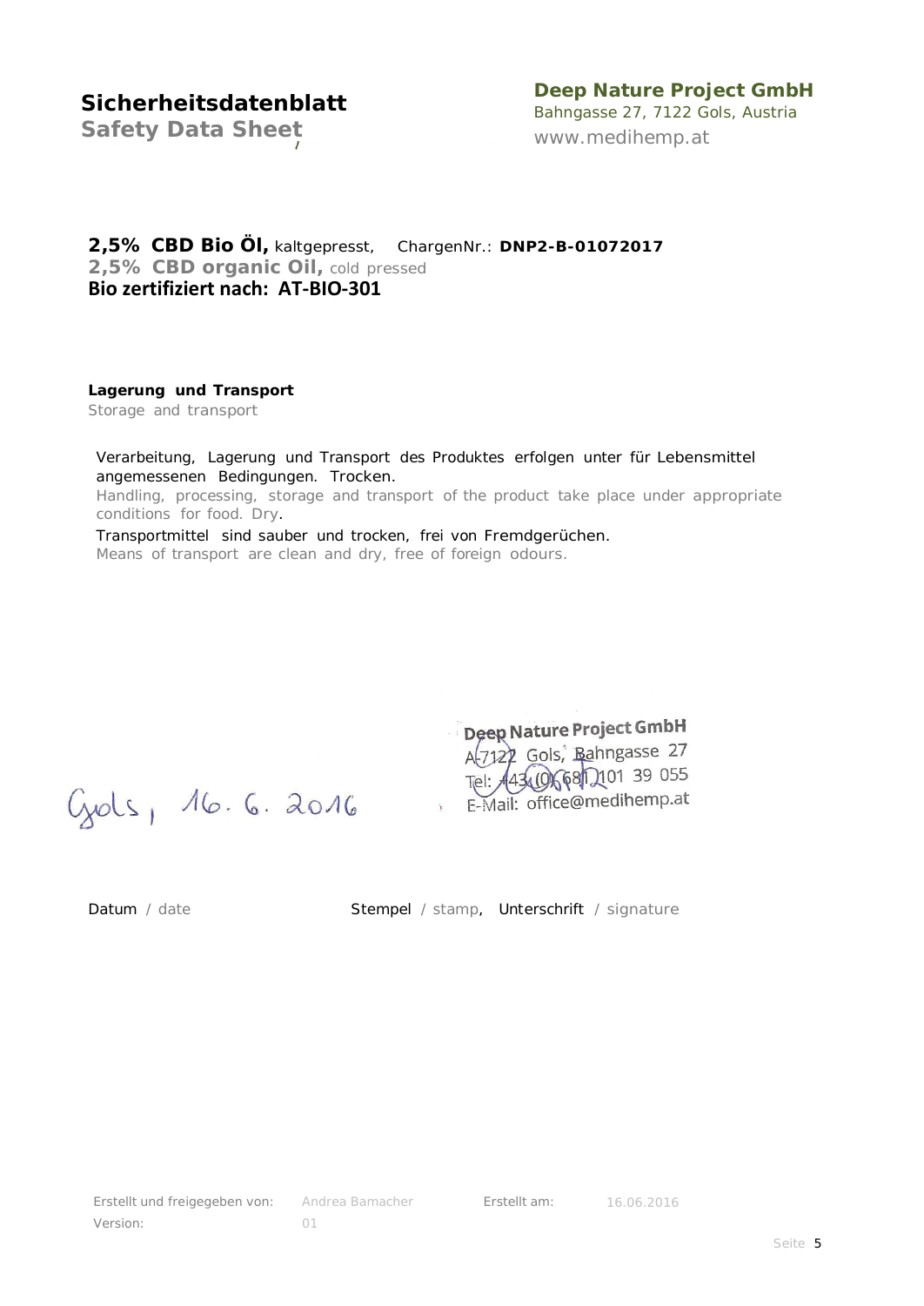# Sicherheitsdatenblatt

Safety Data Sheet

**Deep Nature Project GmbH**
Bahngasse 27, 7122 Gols, Austria
www.medihemp.at

**2,5% CBD Bio Öl,** kaltgepresst, ChargenNr.: **DNP2-B-01072017**
**2,5% CBD organic Oil,** cold pressed
**Bio zertifiziert nach: AT-BIO-301**

## Lagerung und Transport

Storage and transport

Verarbeitung, Lagerung und Transport des Produktes erfolgen unter für Lebensmittel angemessenen Bedingungen. Trocken.
Handling, processing, storage and transport of the product take place under appropriate conditions for food. Dry.

Transportmittel sind sauber und trocken, frei von Fremdgerüchen.
Means of transport are clean and dry, free of foreign odours.

Gols, 16. 6. 2016

Deep Nature Project GmbH
A-7122 Gols, Bahngasse 27
Tel: +43 (0) 681 101 39 055
E-Mail: office@medihemp.at

Datum / date

Stempel / stamp, Unterschrift / signature

| | | | |
|---|---|---|---|
| Erstellt und freigegeben von: | Andrea Bamacher | Erstellt am: | 16.06.2016 |
| Version: | 01 | | |